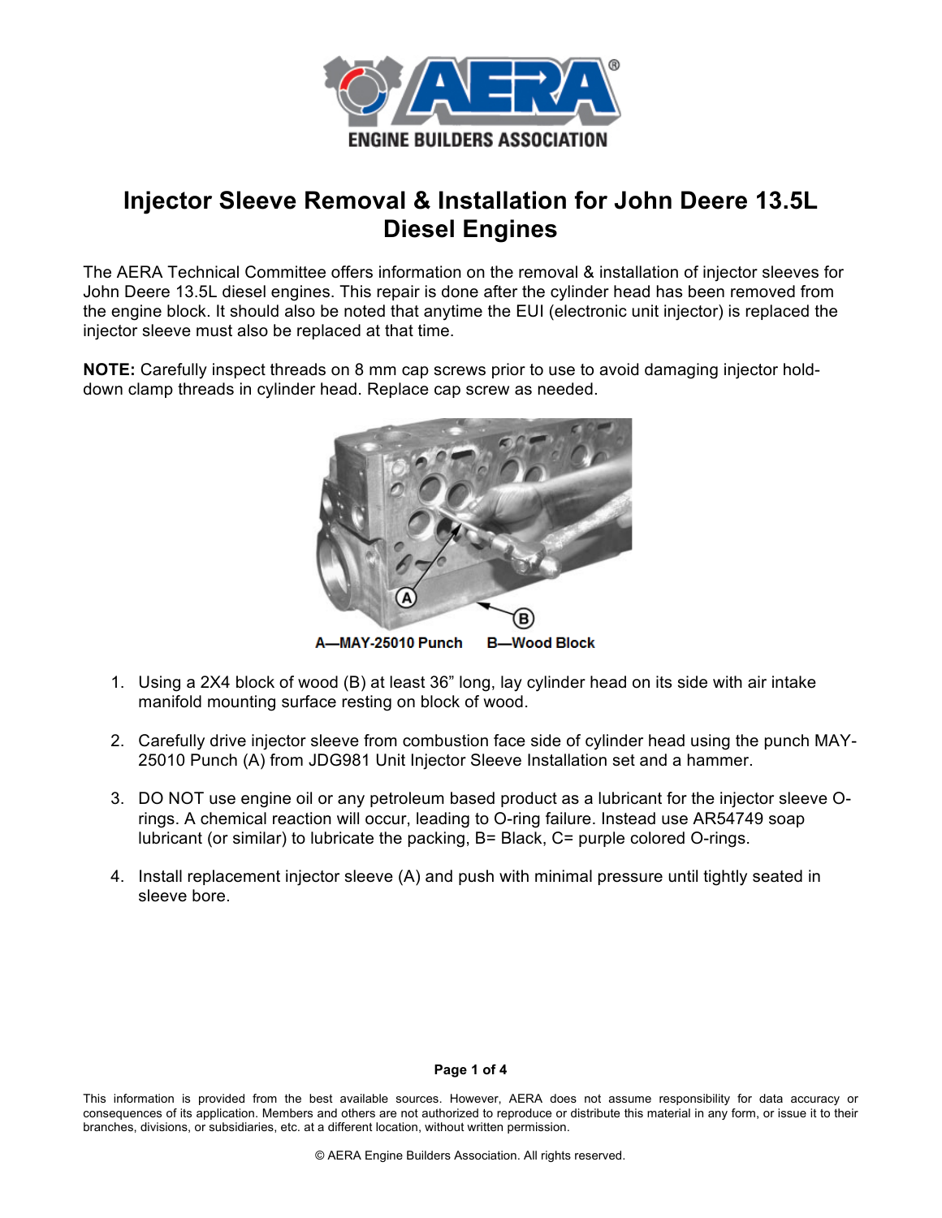# Injector Sleeve Removal & Installation for John Deere 13.5L Diesel Engines

The AERA Technical Committee offers information on the removal & installation of injector sleeves for John Deere 13.5L diesel engines. This repair is done after the cylinder head has been removed from the engine block. It should also be noted that anytime the EUI (electronic unit injector) is replaced the injector sleeve must also be replaced at that time.

**NOTE:** Carefully inspect threads on 8 mm cap screws prior to use to avoid damaging injector hold-down clamp threads in cylinder head. Replace cap screw as needed.

A—MAY-25010 Punch B—Wood Block

1. Using a 2X4 block of wood (B) at least 36" long, lay cylinder head on its side with air intake manifold mounting surface resting on block of wood.

2. Carefully drive injector sleeve from combustion face side of cylinder head using the punch MAY-25010 Punch (A) from JDG981 Unit Injector Sleeve Installation set and a hammer.

3. DO NOT use engine oil or any petroleum based product as a lubricant for the injector sleeve O-rings. A chemical reaction will occur, leading to O-ring failure. Instead use AR54749 soap lubricant (or similar) to lubricate the packing, B= Black, C= purple colored O-rings.

4. Install replacement injector sleeve (A) and push with minimal pressure until tightly seated in sleeve bore.

This information is provided from the best available sources. However, AERA does not assume responsibility for data accuracy or consequences of its application. Members and others are not authorized to reproduce or distribute this material in any form, or issue it to their branches, divisions, or subsidiaries, etc. at a different location, without written permission.

© AERA Engine Builders Association. All rights reserved.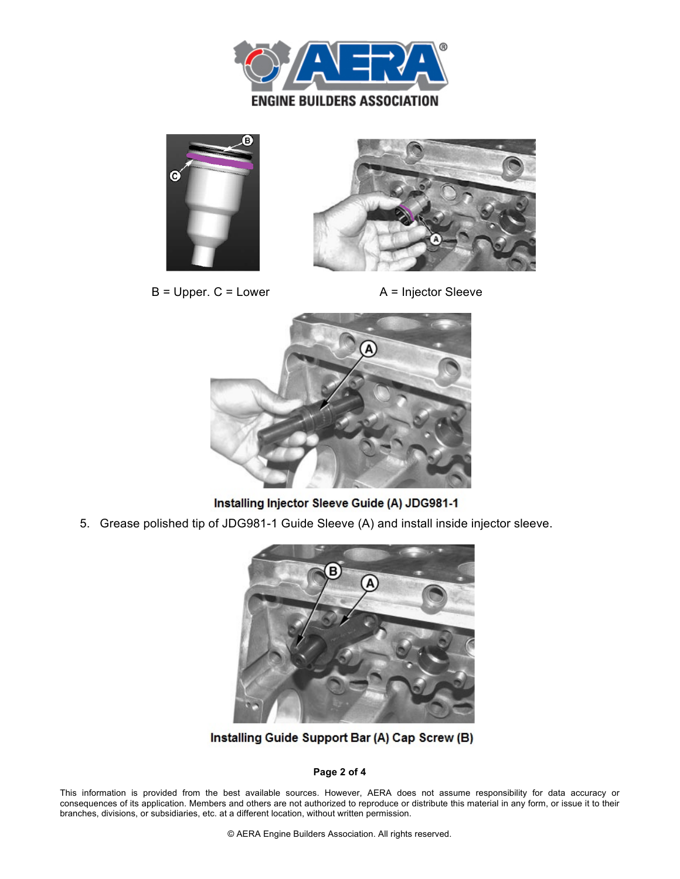B = Upper. C = Lower

A = Injector Sleeve

**Installing Injector Sleeve Guide (A) JDG981-1**

5. Grease polished tip of JDG981-1 Guide Sleeve (A) and install inside injector sleeve.

**Installing Guide Support Bar (A) Cap Screw (B)**

This information is provided from the best available sources. However, AERA does not assume responsibility for data accuracy or consequences of its application. Members and others are not authorized to reproduce or distribute this material in any form, or issue it to their branches, divisions, or subsidiaries, etc. at a different location, without written permission.

© AERA Engine Builders Association. All rights reserved.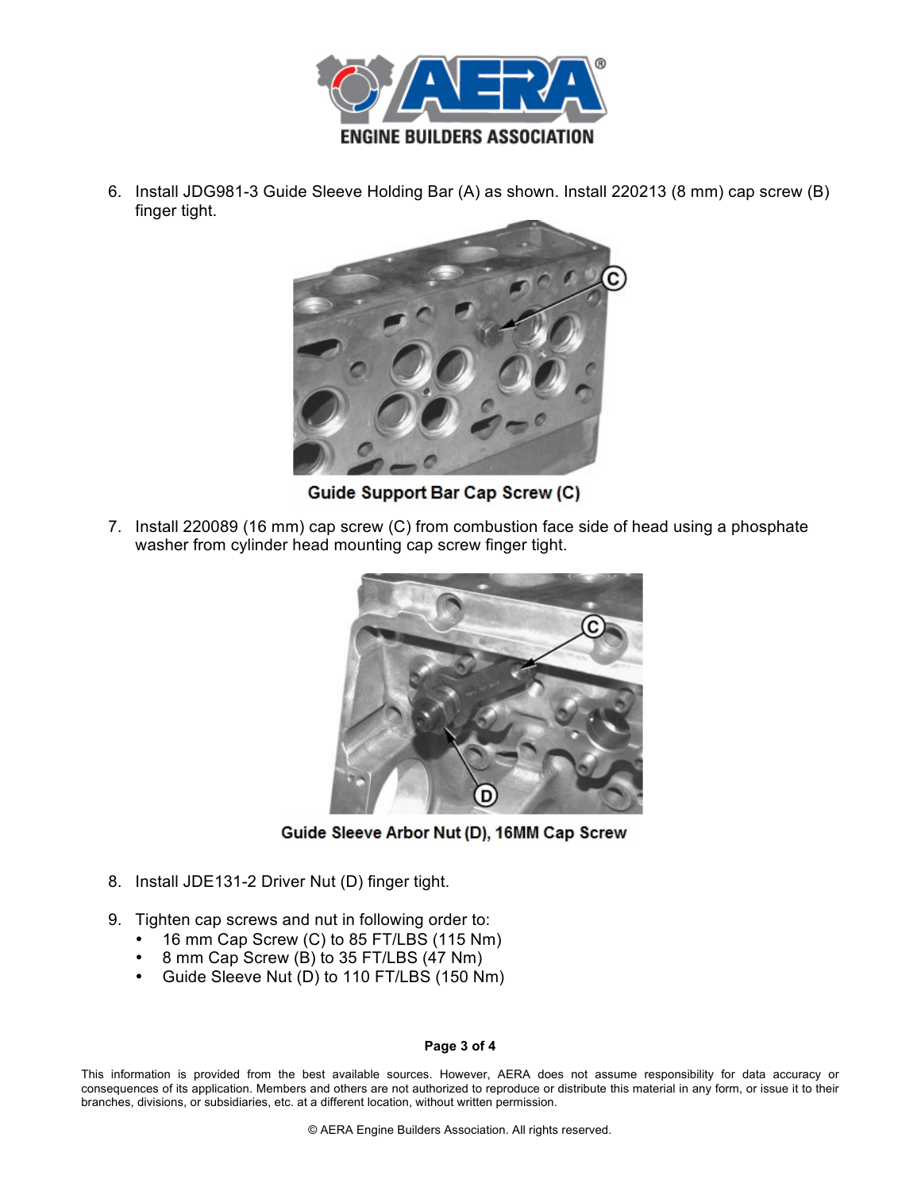6. Install JDG981-3 Guide Sleeve Holding Bar (A) as shown. Install 220213 (8 mm) cap screw (B) finger tight.

Guide Support Bar Cap Screw (C)

7. Install 220089 (16 mm) cap screw (C) from combustion face side of head using a phosphate washer from cylinder head mounting cap screw finger tight.

Guide Sleeve Arbor Nut (D), 16MM Cap Screw

8. Install JDE131-2 Driver Nut (D) finger tight.

9. Tighten cap screws and nut in following order to:
   - 16 mm Cap Screw (C) to 85 FT/LBS (115 Nm)
   - 8 mm Cap Screw (B) to 35 FT/LBS (47 Nm)
   - Guide Sleeve Nut (D) to 110 FT/LBS (150 Nm)

This information is provided from the best available sources. However, AERA does not assume responsibility for data accuracy or consequences of its application. Members and others are not authorized to reproduce or distribute this material in any form, or issue it to their branches, divisions, or subsidiaries, etc. at a different location, without written permission.

© AERA Engine Builders Association. All rights reserved.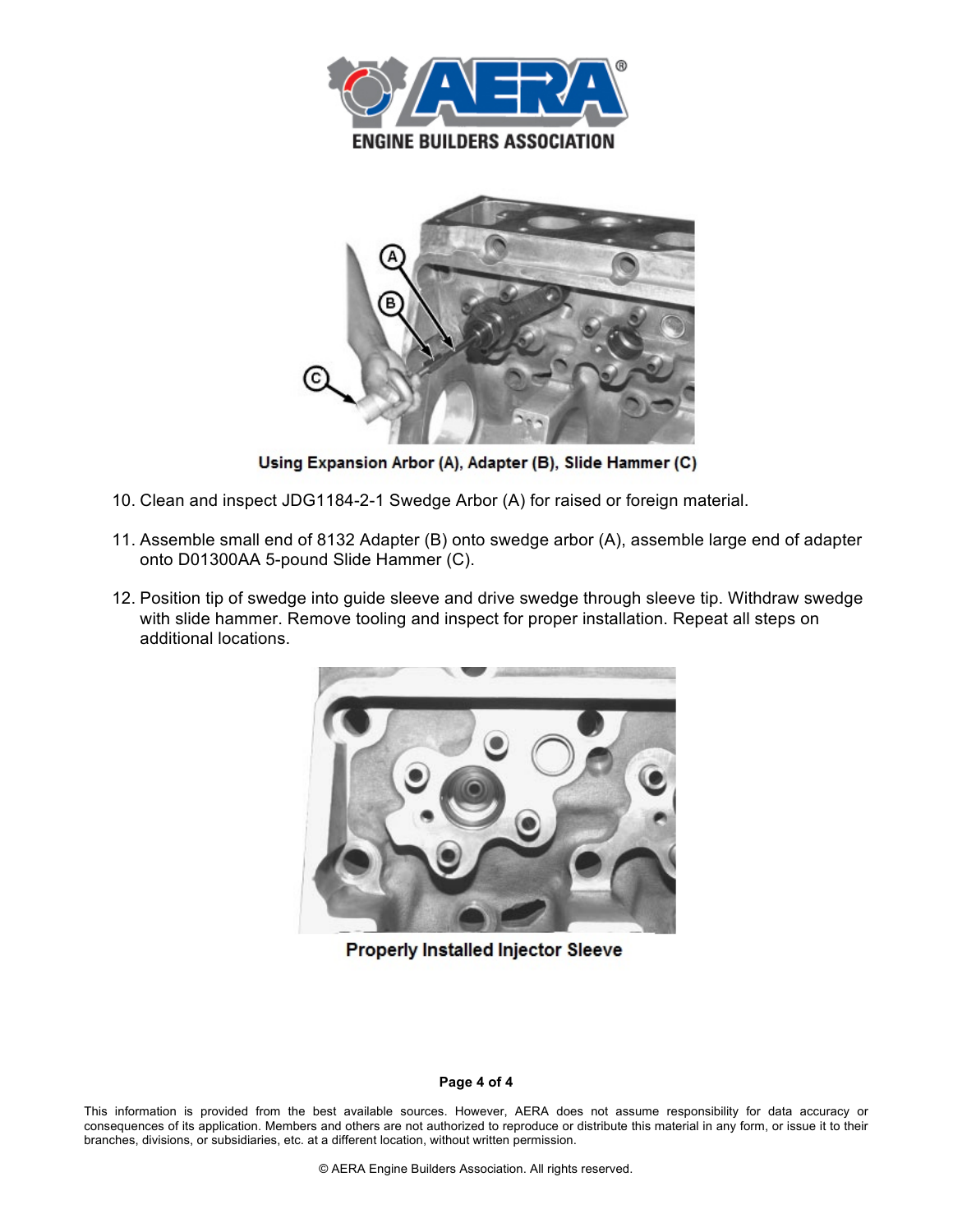Using Expansion Arbor (A), Adapter (B), Slide Hammer (C)

10. Clean and inspect JDG1184-2-1 Swedge Arbor (A) for raised or foreign material.

11. Assemble small end of 8132 Adapter (B) onto swedge arbor (A), assemble large end of adapter onto D01300AA 5-pound Slide Hammer (C).

12. Position tip of swedge into guide sleeve and drive swedge through sleeve tip. Withdraw swedge with slide hammer. Remove tooling and inspect for proper installation. Repeat all steps on additional locations.

Properly Installed Injector Sleeve

This information is provided from the best available sources. However, AERA does not assume responsibility for data accuracy or consequences of its application. Members and others are not authorized to reproduce or distribute this material in any form, or issue it to their branches, divisions, or subsidiaries, etc. at a different location, without written permission.

© AERA Engine Builders Association. All rights reserved.